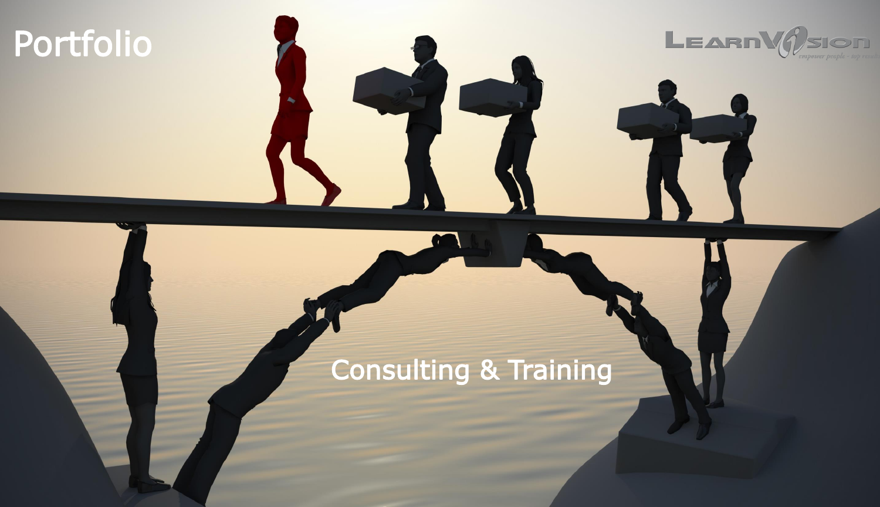# Portfolio

LearnVision

*empower people - top results*

Consulting & Training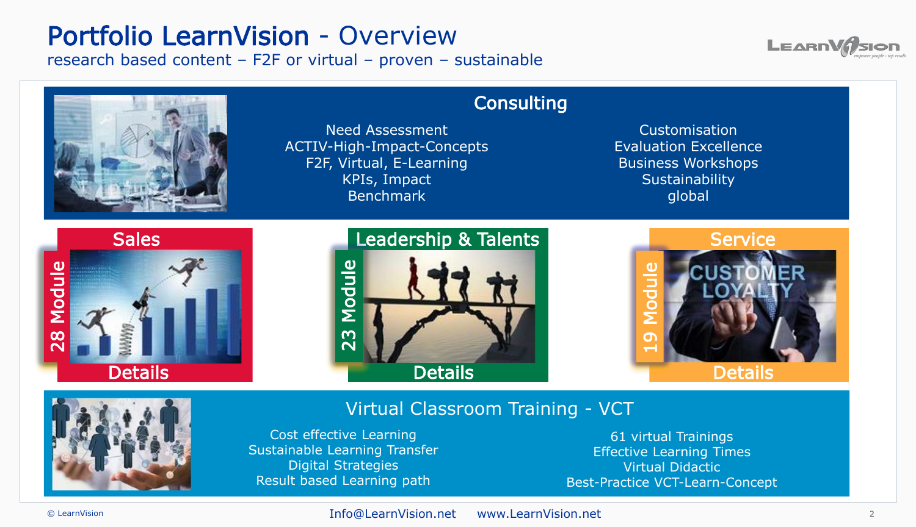# Portfolio LearnVision - Overview

research based content – F2F or virtual – proven – sustainable

## Consulting

- Need Assessment
- ACTIV-High-Impact-Concepts
- F2F, Virtual, E-Learning
- KPIs, Impact
- Benchmark
- Customisation
- Evaluation Excellence
- Business Workshops
- Sustainability
- global

## Sales

28 Module

Details

## Leadership & Talents

23 Module

Details

## Service

19 Module

Details

## Virtual Classroom Training - VCT

- Cost effective Learning
- Sustainable Learning Transfer
- Digital Strategies
- Result based Learning path
- 61 virtual Trainings
- Effective Learning Times
- Virtual Didactic
- Best-Practice VCT-Learn-Concept

© LearnVision

Info@LearnVision.net www.LearnVision.net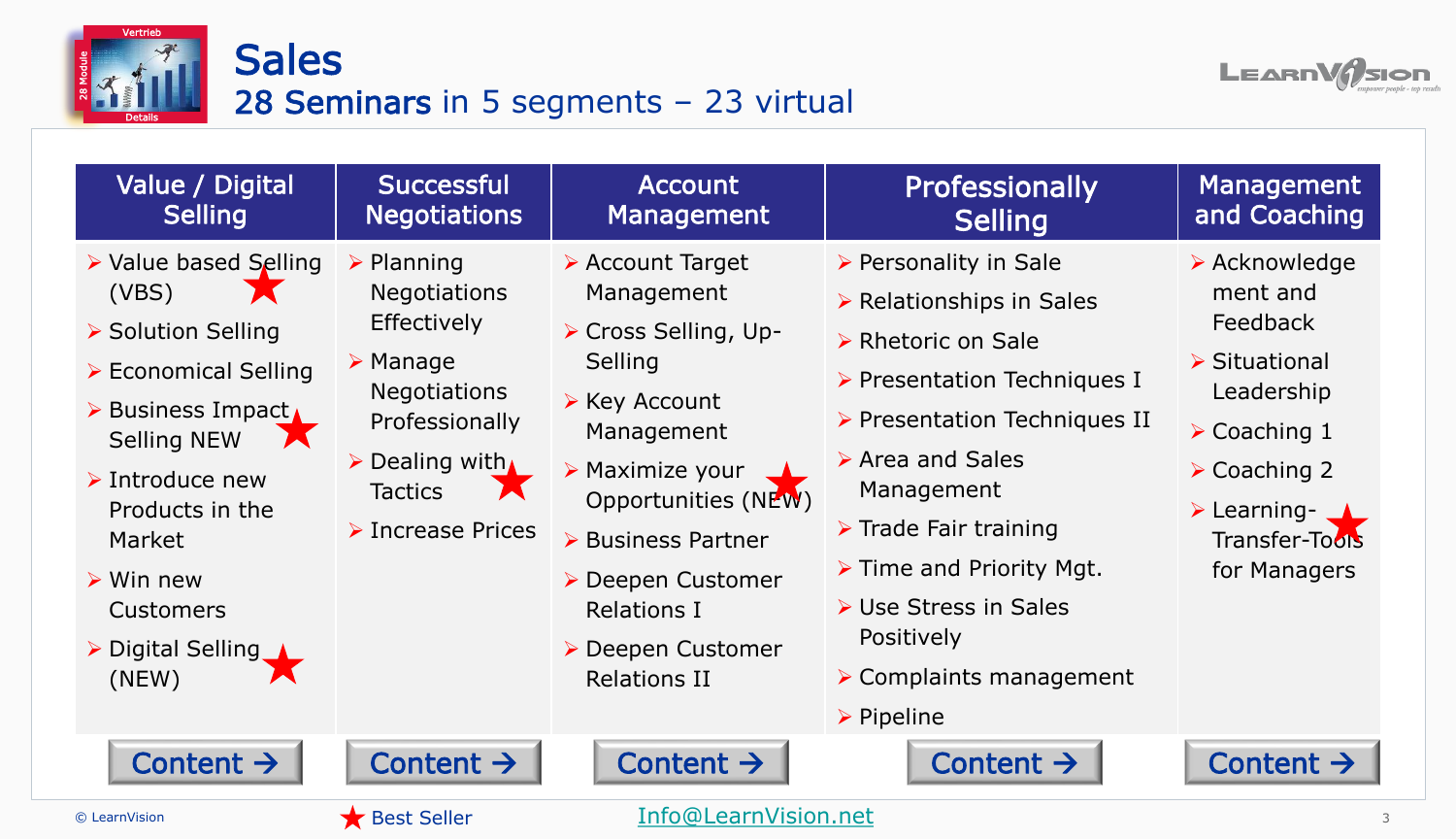# Sales

## 28 Seminars in 5 segments – 23 virtual

| Value / Digital Selling | Successful Negotiations | Account Management | Professionally Selling | Management and Coaching |
|---|---|---|---|---|
| ➢ Value based Selling (VBS) ★<br>➢ Solution Selling<br>➢ Economical Selling<br>➢ Business Impact Selling NEW ★<br>➢ Introduce new Products in the Market<br>➢ Win new Customers<br>➢ Digital Selling (NEW) ★ | ➢ Planning Negotiations Effectively<br>➢ Manage Negotiations Professionally<br>➢ Dealing with Tactics ★<br>➢ Increase Prices | ➢ Account Target Management<br>➢ Cross Selling, Up-Selling<br>➢ Key Account Management<br>➢ Maximize your Opportunities (NEW) ★<br>➢ Business Partner<br>➢ Deepen Customer Relations I<br>➢ Deepen Customer Relations II | ➢ Personality in Sale<br>➢ Relationships in Sales<br>➢ Rhetoric on Sale<br>➢ Presentation Techniques I<br>➢ Presentation Techniques II<br>➢ Area and Sales Management<br>➢ Trade Fair training<br>➢ Time and Priority Mgt.<br>➢ Use Stress in Sales Positively<br>➢ Complaints management<br>➢ Pipeline | ➢ Acknowledgement and Feedback<br>➢ Situational Leadership<br>➢ Coaching 1<br>➢ Coaching 2<br>➢ Learning-Transfer-Tools for Managers ★ |
| Content → | Content → | Content → | Content → | Content → |

© LearnVision ★ Best Seller Info@LearnVision.net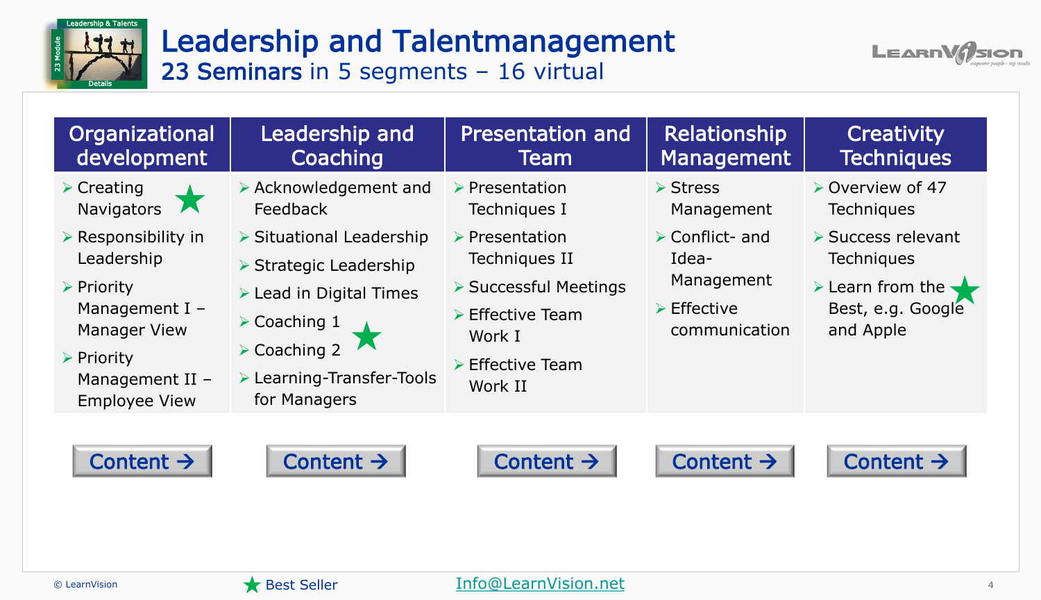# Leadership and Talentmanagement

## 23 Seminars in 5 segments – 16 virtual

| Organizational development | Leadership and Coaching | Presentation and Team | Relationship Management | Creativity Techniques |
|---|---|---|---|---|
| Creating Navigators ★ | Acknowledgement and Feedback | Presentation Techniques I | Stress Management | Overview of 47 Techniques |
| Responsibility in Leadership | Situational Leadership | Presentation Techniques II | Conflict- and Idea-Management | Success relevant Techniques |
| Priority Management I – Manager View | Strategic Leadership | Successful Meetings | Effective communication | Learn from the Best, e.g. Google and Apple ★ |
| Priority Management II – Employee View | Lead in Digital Times | Effective Team Work I | | |
| | Coaching 1 | Effective Team Work II | | |
| | Coaching 2 ★ | | | |
| | Learning-Transfer-Tools for Managers | | | |
| Content → | Content → | Content → | Content → | Content → |

★ Best Seller

© LearnVision

Info@LearnVision.net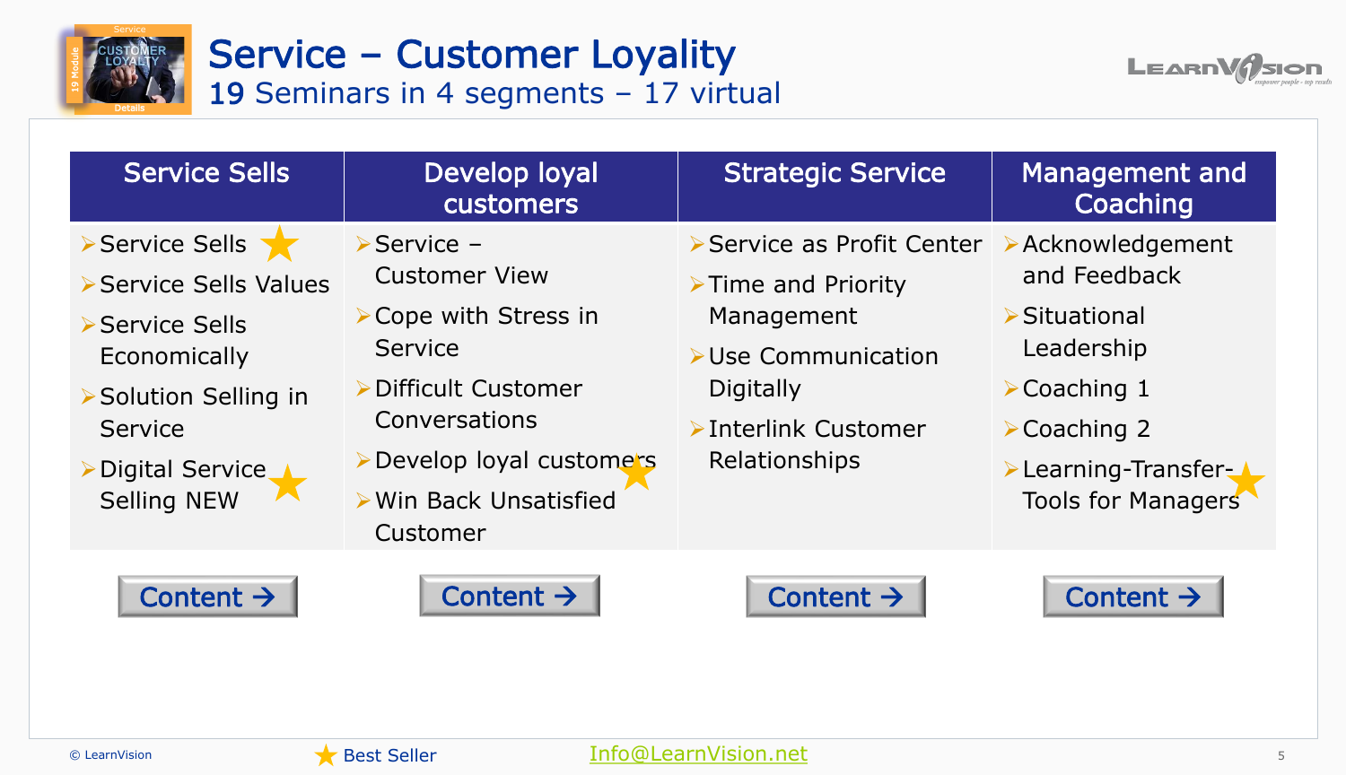# Service – Customer Loyality

## 19 Seminars in 4 segments – 17 virtual

| Service Sells | Develop loyal customers | Strategic Service | Management and Coaching |
|---|---|---|---|
| ➢ Service Sells ★ | ➢ Service – Customer View | ➢ Service as Profit Center | ➢ Acknowledgement and Feedback |
| ➢ Service Sells Values | ➢ Cope with Stress in Service | ➢ Time and Priority Management | ➢ Situational Leadership |
| ➢ Service Sells Economically | ➢ Difficult Customer Conversations | ➢ Use Communication Digitally | ➢ Coaching 1 |
| ➢ Solution Selling in Service | ➢ Develop loyal customers ★ | ➢ Interlink Customer Relationships | ➢ Coaching 2 |
| ➢ Digital Service Selling NEW ★ | ➢ Win Back Unsatisfied Customer | | ➢ Learning-Transfer-Tools for Managers ★ |
| Content → | Content → | Content → | Content → |

★ Best Seller

Info@LearnVision.net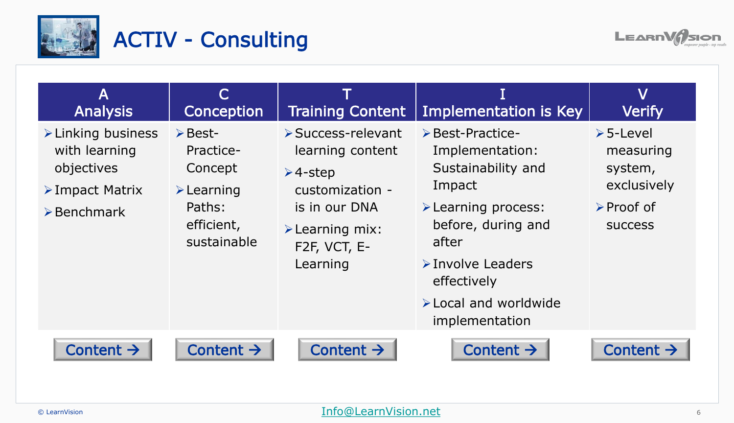# ACTIV - Consulting

| A<br>Analysis | C<br>Conception | T<br>Training Content | I<br>Implementation is Key | V<br>Verify |
|---|---|---|---|---|
| ➢ Linking business with learning objectives<br>➢ Impact Matrix<br>➢ Benchmark | ➢ Best-Practice-Concept<br>➢ Learning Paths: efficient, sustainable | ➢ Success-relevant learning content<br>➢ 4-step customization - is in our DNA<br>➢ Learning mix: F2F, VCT, E-Learning | ➢ Best-Practice-Implementation: Sustainability and Impact<br>➢ Learning process: before, during and after<br>➢ Involve Leaders effectively<br>➢ Local and worldwide implementation | ➢ 5-Level measuring system, exclusively<br>➢ Proof of success |
| Content → | Content → | Content → | Content → | Content → |

© LearnVision

Info@LearnVision.net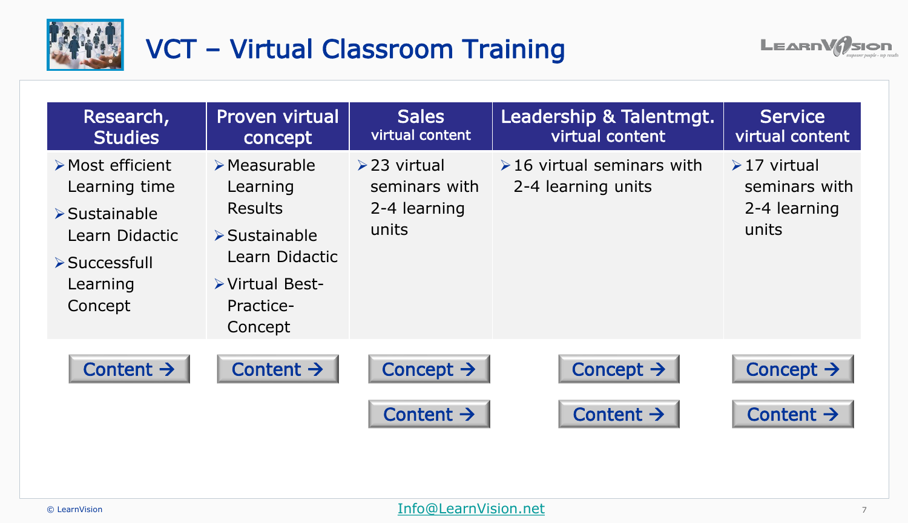# VCT – Virtual Classroom Training

| Research, Studies | Proven virtual concept | Sales virtual content | Leadership & Talentmgt. virtual content | Service virtual content |
| --- | --- | --- | --- | --- |
| ➢ Most efficient Learning time<br>➢ Sustainable Learn Didactic<br>➢ Successfull Learning Concept | ➢ Measurable Learning Results<br>➢ Sustainable Learn Didactic<br>➢ Virtual Best-Practice-Concept | ➢ 23 virtual seminars with 2-4 learning units | ➢ 16 virtual seminars with 2-4 learning units | ➢ 17 virtual seminars with 2-4 learning units |
| Content → | Content → | Concept → | Concept → | Concept → |
| | | Content → | Content → | Content → |

© LearnVision

Info@LearnVision.net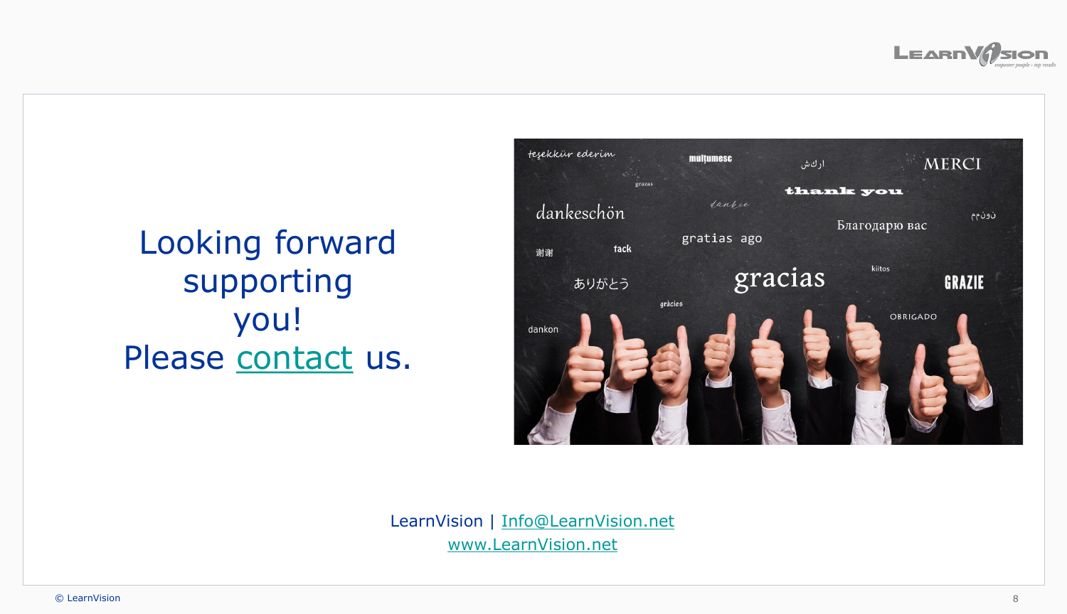Looking forward supporting you!
Please contact us.

LearnVision | Info@LearnVision.net
www.LearnVision.net